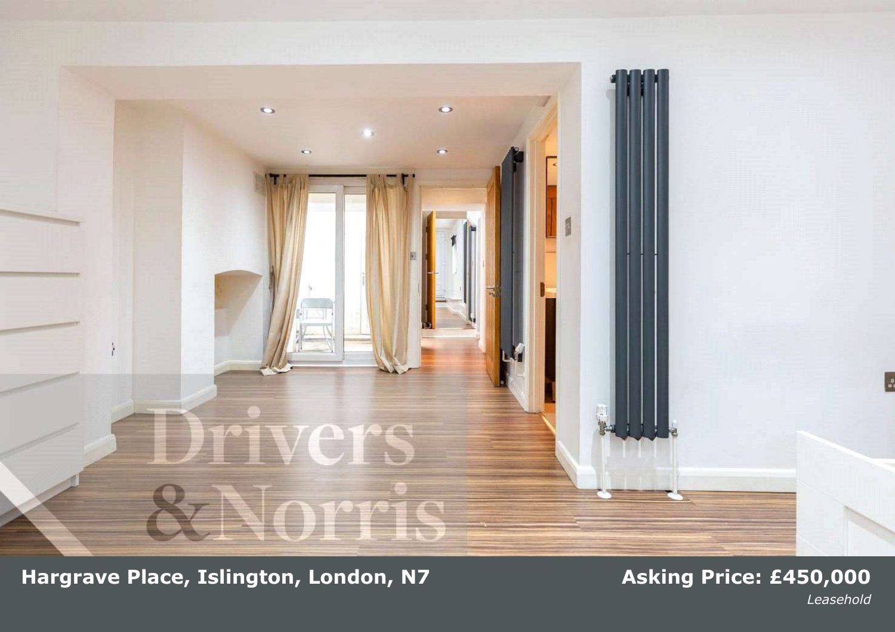**Hargrave Place, Islington, London, N7**

**Asking Price: £450,000**

*Leasehold*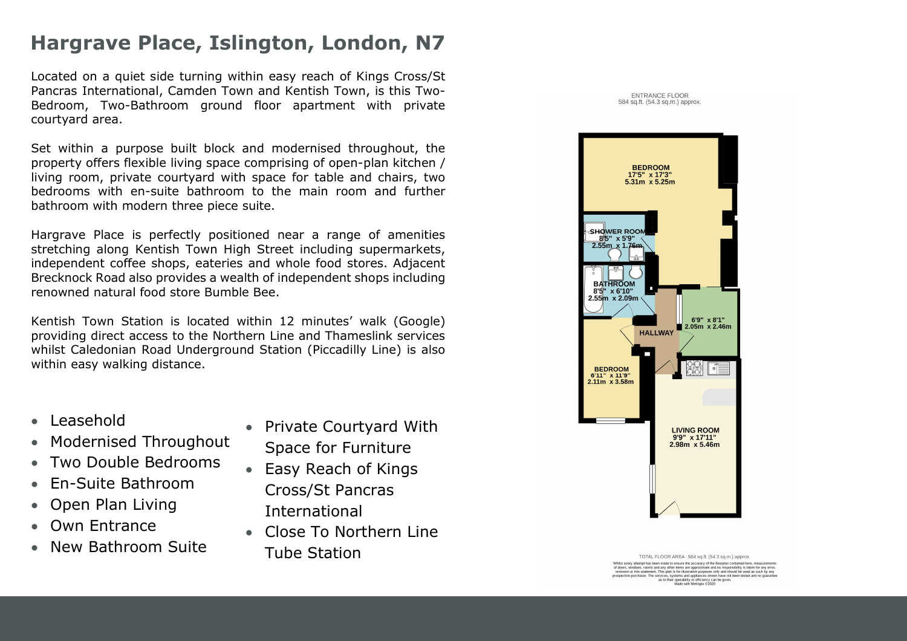# Hargrave Place, Islington, London, N7

Located on a quiet side turning within easy reach of Kings Cross/St Pancras International, Camden Town and Kentish Town, is this Two-Bedroom, Two-Bathroom ground floor apartment with private courtyard area.

Set within a purpose built block and modernised throughout, the property offers flexible living space comprising of open-plan kitchen / living room, private courtyard with space for table and chairs, two bedrooms with en-suite bathroom to the main room and further bathroom with modern three piece suite.

Hargrave Place is perfectly positioned near a range of amenities stretching along Kentish Town High Street including supermarkets, independent coffee shops, eateries and whole food stores. Adjacent Brecknock Road also provides a wealth of independent shops including renowned natural food store Bumble Bee.

Kentish Town Station is located within 12 minutes' walk (Google) providing direct access to the Northern Line and Thameslink services whilst Caledonian Road Underground Station (Piccadilly Line) is also within easy walking distance.

- Leasehold
- Modernised Throughout
- Two Double Bedrooms
- En-Suite Bathroom
- Open Plan Living
- Own Entrance
- New Bathroom Suite
- Private Courtyard With Space for Furniture
- Easy Reach of Kings Cross/St Pancras International
- Close To Northern Line Tube Station

ENTRANCE FLOOR
584 sq.ft. (54.3 sq.m.) approx.

BEDROOM
17'5" x 17'3"
5.31m x 5.25m

SHOWER ROOM
8'5" x 5'9"
2.55m x 1.76m

BATHROOM
8'5" x 6'10"
2.55m x 2.09m

HALLWAY

6'9" x 8'1"
2.05m x 2.46m

BEDROOM
6'11" x 11'9"
2.11m x 3.58m

LIVING ROOM
9'9" x 17'11"
2.98m x 5.46m

TOTAL FLOOR AREA : 584 sq.ft. (54.3 sq.m.) approx.

Whilst every attempt has been made to ensure the accuracy of the floorplan contained here, measurements of doors, windows, rooms and any other items are approximate and no responsibility is taken for any error, omission or mis-statement. This plan is for illustrative purposes only and should be used as such by any prospective purchaser. The services, systems and appliances shown have not been tested and no guarantee as to their operability or efficiency can be given.
Made with Metropix ©2020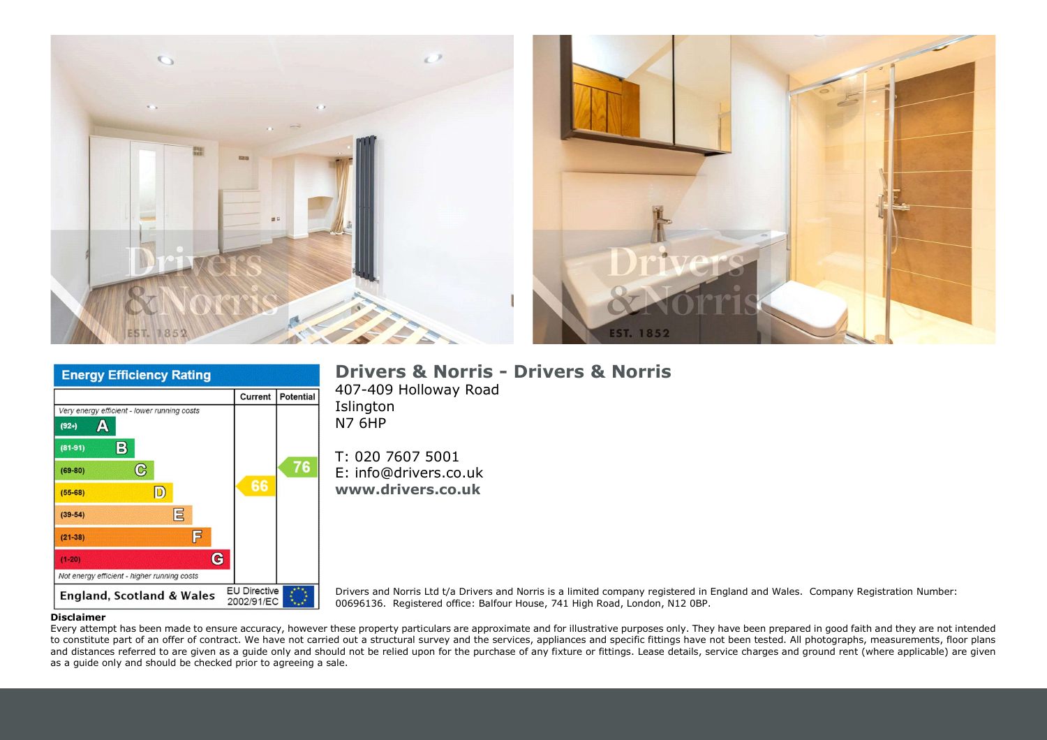## Energy Efficiency Rating

Current | Potential

Very energy efficient - lower running costs

(92+) A

(81-91) B

(69-80) C

(55-68) D

(39-54) E

(21-38) F

(1-20) G

Not energy efficient - higher running costs

66

76

England, Scotland & Wales

EU Directive 2002/91/EC

## Drivers & Norris - Drivers & Norris

407-409 Holloway Road
Islington
N7 6HP

T: 020 7607 5001
E: info@drivers.co.uk
**www.drivers.co.uk**

Drivers and Norris Ltd t/a Drivers and Norris is a limited company registered in England and Wales. Company Registration Number: 00696136. Registered office: Balfour House, 741 High Road, London, N12 0BP.

**Disclaimer**

Every attempt has been made to ensure accuracy, however these property particulars are approximate and for illustrative purposes only. They have been prepared in good faith and they are not intended to constitute part of an offer of contract. We have not carried out a structural survey and the services, appliances and specific fittings have not been tested. All photographs, measurements, floor plans and distances referred to are given as a guide only and should not be relied upon for the purchase of any fixture or fittings. Lease details, service charges and ground rent (where applicable) are given as a guide only and should be checked prior to agreeing a sale.